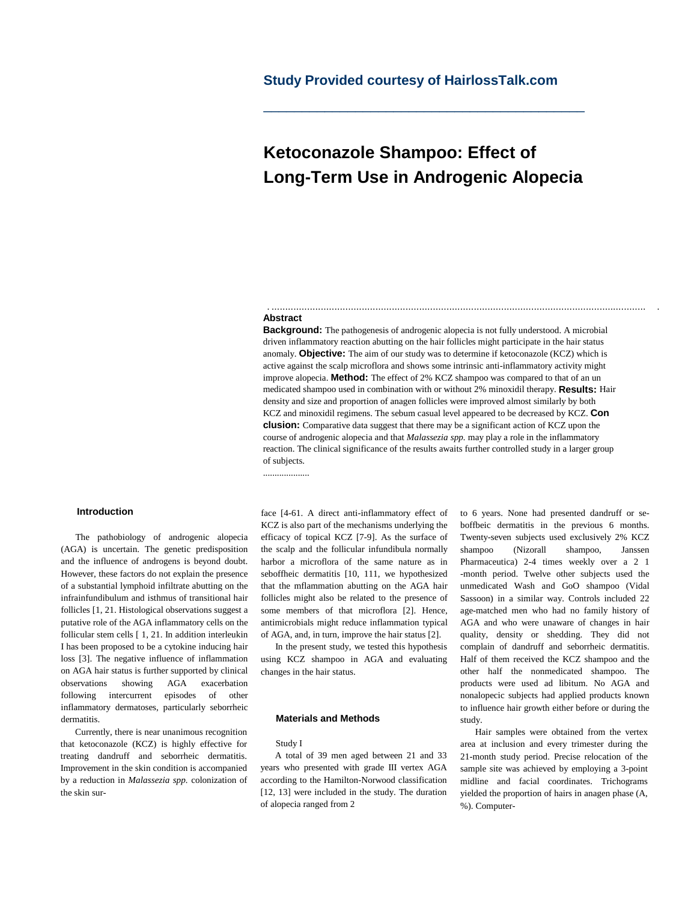Study Provided courtesy of HairlossTalk.com

# Ketoconazole Shampoo: Effect of Long-Term Use in Androgenic Alopecia

## Abstract

**Background:** The pathogenesis of androgenic alopecia is not fully understood. A microbial driven inflammatory reaction abutting on the hair follicles might participate in the hair status anomaly. **Objective:** The aim of our study was to determine if ketoconazole (KCZ) which is active against the scalp microflora and shows some intrinsic anti-inflammatory activity might improve alopecia. **Method:** The effect of 2% KCZ shampoo was compared to that of an un medicated shampoo used in combination with or without 2% minoxidil therapy. **Results:** Hair density and size and proportion of anagen follicles were improved almost similarly by both KCZ and minoxidil regimens. The sebum casual level appeared to be decreased by KCZ. **Con clusion:** Comparative data suggest that there may be a significant action of KCZ upon the course of androgenic alopecia and that *Malassezia spp.* may play a role in the inflammatory reaction. The clinical significance of the results awaits further controlled study in a larger group of subjects.

## Introduction

The pathobiology of androgenic alopecia (AGA) is uncertain. The genetic predisposition and the influence of androgens is beyond doubt. However, these factors do not explain the presence of a substantial lymphoid infiltrate abutting on the infrainfundibulum and isthmus of transitional hair follicles [1, 21. Histological observations suggest a putative role of the AGA inflammatory cells on the follicular stem cells [ 1, 21. In addition interleukin I has been proposed to be a cytokine inducing hair loss [3]. The negative influence of inflammation on AGA hair status is further supported by clinical observations showing AGA exacerbation following intercurrent episodes of other inflammatory dermatoses, particularly seborrheic dermatitis.

Currently, there is near unanimous recognition that ketoconazole (KCZ) is highly effective for treating dandruff and seborrheic dermatitis. Improvement in the skin condition is accompanied by a reduction in *Malassezia spp.* colonization of the skin surface [4-61. A direct anti-inflammatory effect of KCZ is also part of the mechanisms underlying the efficacy of topical KCZ [7-9]. As the surface of the scalp and the follicular infundibula normally harbor a microflora of the same nature as in seboffheic dermatitis [10, 111, we hypothesized that the mflammation abutting on the AGA hair follicles might also be related to the presence of some members of that microflora [2]. Hence, antimicrobials might reduce inflammation typical of AGA, and, in turn, improve the hair status [2].

In the present study, we tested this hypothesis using KCZ shampoo in AGA and evaluating changes in the hair status.

## Materials and Methods

### Study I

A total of 39 men aged between 21 and 33 years who presented with grade III vertex AGA according to the Hamilton-Norwood classification [12, 13] were included in the study. The duration of alopecia ranged from 2 to 6 years. None had presented dandruff or seboffbeic dermatitis in the previous 6 months. Twenty-seven subjects used exclusively 2% KCZ shampoo (Nizorall shampoo, Janssen Pharmaceutica) 2-4 times weekly over a 2 1 -month period. Twelve other subjects used the unmedicated Wash and GoO shampoo (Vidal Sassoon) in a similar way. Controls included 22 age-matched men who had no family history of AGA and who were unaware of changes in hair quality, density or shedding. They did not complain of dandruff and seborrheic dermatitis. Half of them received the KCZ shampoo and the other half the nonmedicated shampoo. The products were used ad libitum. No AGA and nonalopecic subjects had applied products known to influence hair growth either before or during the study.

Hair samples were obtained from the vertex area at inclusion and every trimester during the 21-month study period. Precise relocation of the sample site was achieved by employing a 3-point midline and facial coordinates. Trichograms yielded the proportion of hairs in anagen phase (A, %). Computer-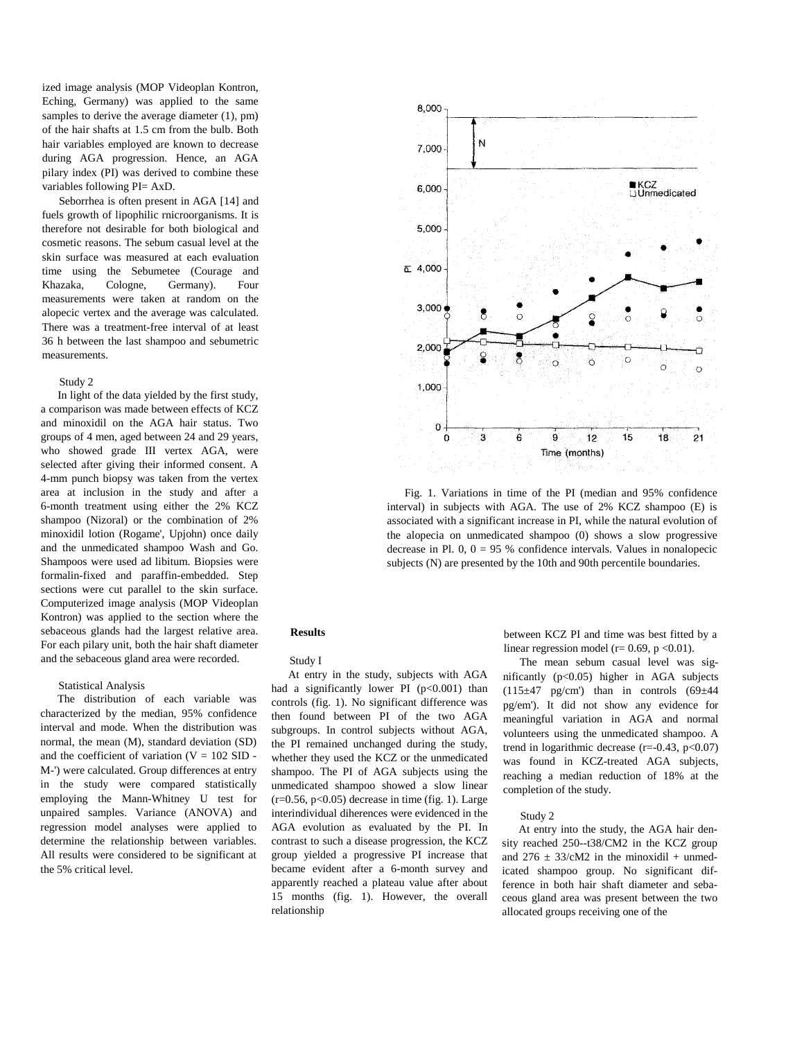ized image analysis (MOP Videoplan Kontron, Eching, Germany) was applied to the same samples to derive the average diameter (1), pm) of the hair shafts at 1.5 cm from the bulb. Both hair variables employed are known to decrease during AGA progression. Hence, an AGA pilary index (PI) was derived to combine these variables following PI= AxD.

Seborrhea is often present in AGA [14] and fuels growth of lipophilic rnicroorganisms. It is therefore not desirable for both biological and cosmetic reasons. The sebum casual level at the skin surface was measured at each evaluation time using the Sebumetee (Courage and Khazaka, Cologne, Germany). Four measurements were taken at random on the alopecic vertex and the average was calculated. There was a treatment-free interval of at least 36 h between the last shampoo and sebumetric measurements.

Study 2

In light of the data yielded by the first study, a comparison was made between effects of KCZ and minoxidil on the AGA hair status. Two groups of 4 men, aged between 24 and 29 years, who showed grade III vertex AGA, were selected after giving their informed consent. A 4-mm punch biopsy was taken from the vertex area at inclusion in the study and after a 6-month treatment using either the 2% KCZ shampoo (Nizoral) or the combination of 2% minoxidil lotion (Rogame', Upjohn) once daily and the unmedicated shampoo Wash and Go. Shampoos were used ad libitum. Biopsies were formalin-fixed and paraffin-embedded. Step sections were cut parallel to the skin surface. Computerized image analysis (MOP Videoplan Kontron) was applied to the section where the sebaceous glands had the largest relative area. For each pilary unit, both the hair shaft diameter and the sebaceous gland area were recorded.

Statistical Analysis

The distribution of each variable was characterized by the median, 95% confidence interval and mode. When the distribution was normal, the mean (M), standard deviation (SD) and the coefficient of variation (V = 102 SID - M-') were calculated. Group differences at entry in the study were compared statistically employing the Mann-Whitney U test for unpaired samples. Variance (ANOVA) and regression model analyses were applied to determine the relationship between variables. All results were considered to be significant at the 5% critical level.

Fig. 1. Variations in time of the PI (median and 95% confidence interval) in subjects with AGA. The use of 2% KCZ shampoo (E) is associated with a significant increase in PI, while the natural evolution of the alopecia on unmedicated shampoo (0) shows a slow progressive decrease in Pl. 0, 0 = 95 % confidence intervals. Values in nonalopecic subjects (N) are presented by the 10th and 90th percentile boundaries.

## Results

Study I

At entry in the study, subjects with AGA had a significantly lower PI ($p<0.001$) than controls (fig. 1). No significant difference was then found between PI of the two AGA subgroups. In control subjects without AGA, the PI remained unchanged during the study, whether they used the KCZ or the unmedicated shampoo. The PI of AGA subjects using the unmedicated shampoo showed a slow linear ($r=0.56$, $p<0.05$) decrease in time (fig. 1). Large interindividual diherences were evidenced in the AGA evolution as evaluated by the PI. In contrast to such a disease progression, the KCZ group yielded a progressive PI increase that became evident after a 6-month survey and apparently reached a plateau value after about 15 months (fig. 1). However, the overall relationship between KCZ PI and time was best fitted by a linear regression model ($r= 0.69$, $p <0.01$).

The mean sebum casual level was significantly ($p<0.05$) higher in AGA subjects (115±47 pg/cm') than in controls (69±44 pg/em'). It did not show any evidence for meaningful variation in AGA and normal volunteers using the unmedicated shampoo. A trend in logarithmic decrease ($r=-0.43$, $p<0.07$) was found in KCZ-treated AGA subjects, reaching a median reduction of 18% at the completion of the study.

Study 2

At entry into the study, the AGA hair density reached 250--t38/CM2 in the KCZ group and 276 ± 33/cM2 in the minoxidil + unmedicated shampoo group. No significant difference in both hair shaft diameter and sebaceous gland area was present between the two allocated groups receiving one of the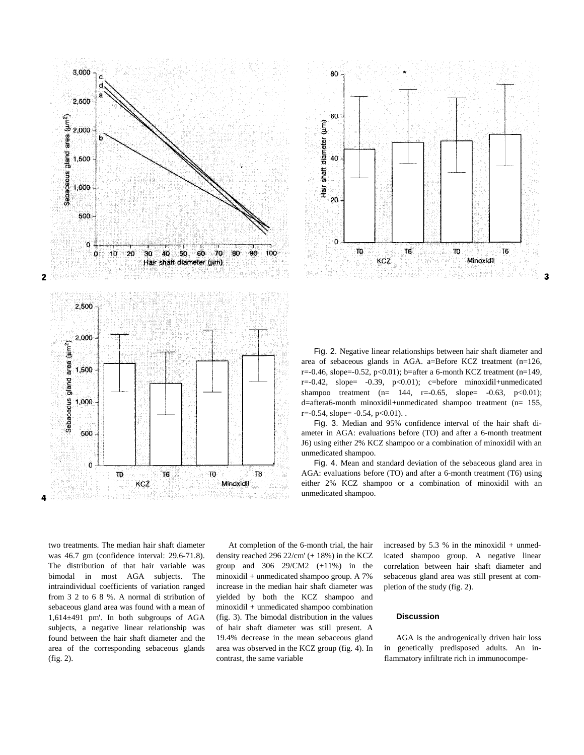Fig. 2. Negative linear relationships between hair shaft diameter and area of sebaceous glands in AGA. a=Before KCZ treatment (n=126, r=-0.46, slope=-0.52, p<0.01); b=after a 6-month KCZ treatment (n=149, r=-0.42, slope= -0.39, p<0.01); c=before minoxidil+unmedicated shampoo treatment (n= 144, r=-0.65, slope= -0.63, p<0.01); d=aftera6-month minoxidil+unmedicated shampoo treatment (n= 155, r=-0.54, slope= -0.54, p<0.01). .

Fig. 3. Median and 95% confidence interval of the hair shaft diameter in AGA: evaluations before (TO) and after a 6-month treatment J6) using either 2% KCZ shampoo or a combination of minoxidil with an unmedicated shampoo.

Fig. 4. Mean and standard deviation of the sebaceous gland area in AGA: evaluations before (TO) and after a 6-month treatment (T6) using either 2% KCZ shampoo or a combination of minoxidil with an unmedicated shampoo.

two treatments. The median hair shaft diameter was 46.7 gm (confidence interval: 29.6-71.8). The distribution of that hair variable was bimodal in most AGA subjects. The intraindividual coefficients of variation ranged from 3 2 to 6 8 %. A normal di stribution of sebaceous gland area was found with a mean of 1,614±491 pm'. In both subgroups of AGA subjects, a negative linear relationship was found between the hair shaft diameter and the area of the corresponding sebaceous glands (fig. 2).

At completion of the 6-month trial, the hair density reached 296 22/cm' (+ 18%) in the KCZ group and 306 29/CM2 (+11%) in the minoxidil + unmedicated shampoo group. A 7% increase in the median hair shaft diameter was yielded by both the KCZ shampoo and minoxidil + unmedicated shampoo combination (fig. 3). The bimodal distribution in the values of hair shaft diameter was still present. A 19.4% decrease in the mean sebaceous gland area was observed in the KCZ group (fig. 4). In contrast, the same variable increased by 5.3 % in the minoxidil + unmedicated shampoo group. A negative linear correlation between hair shaft diameter and sebaceous gland area was still present at completion of the study (fig. 2).

## Discussion

AGA is the androgenically driven hair loss in genetically predisposed adults. An inflammatory infiltrate rich in immunocompe-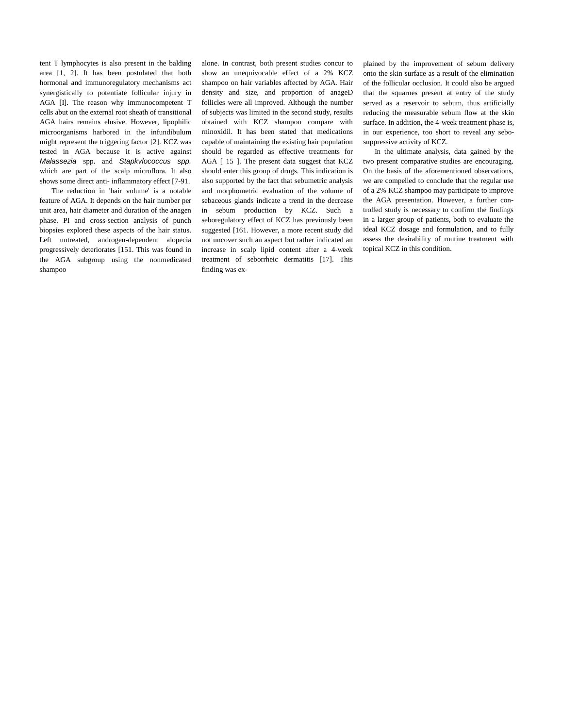tent T lymphocytes is also present in the balding area [1, 2]. It has been postulated that both hormonal and immunoregulatory mechanisms act synergistically to potentiate follicular injury in AGA [I]. The reason why immunocompetent T cells abut on the external root sheath of transitional AGA hairs remains elusive. However, lipophilic microorganisms harbored in the infundibulum might represent the triggering factor [2]. KCZ was tested in AGA because it is active against *Malassezia* spp. and *Stapkvlococcus spp.* which are part of the scalp microflora. It also shows some direct anti- inflammatory effect [7-91.

The reduction in 'hair volume' is a notable feature of AGA. It depends on the hair number per unit area, hair diameter and duration of the anagen phase. PI and cross-section analysis of punch biopsies explored these aspects of the hair status. Left untreated, androgen-dependent alopecia progressively deteriorates [151. This was found in the AGA subgroup using the nonmedicated shampoo alone. In contrast, both present studies concur to show an unequivocable effect of a 2% KCZ shampoo on hair variables affected by AGA. Hair density and size, and proportion of anageD follicles were all improved. Although the number of subjects was limited in the second study, results obtained with KCZ shampoo compare with rninoxidil. It has been stated that medications capable of maintaining the existing hair population should be regarded as effective treatments for AGA [ 15 ]. The present data suggest that KCZ should enter this group of drugs. This indication is also supported by the fact that sebumetric analysis and morphometric evaluation of the volume of sebaceous glands indicate a trend in the decrease in sebum production by KCZ. Such a seboregulatory effect of KCZ has previously been suggested [161. However, a more recent study did not uncover such an aspect but rather indicated an increase in scalp lipid content after a 4-week treatment of seborrheic dermatitis [17]. This finding was explained by the improvement of sebum delivery onto the skin surface as a result of the elimination of the follicular occlusion. It could also be argued that the squarnes present at entry of the study served as a reservoir to sebum, thus artificially reducing the measurable sebum flow at the skin surface. In addition, the 4-week treatment phase is, in our experience, too short to reveal any sebo-suppressive activity of KCZ.

In the ultimate analysis, data gained by the two present comparative studies are encouraging. On the basis of the aforementioned observations, we are compelled to conclude that the regular use of a 2% KCZ shampoo may participate to improve the AGA presentation. However, a further controlled study is necessary to confirm the findings in a larger group of patients, both to evaluate the ideal KCZ dosage and formulation, and to fully assess the desirability of routine treatment with topical KCZ in this condition.